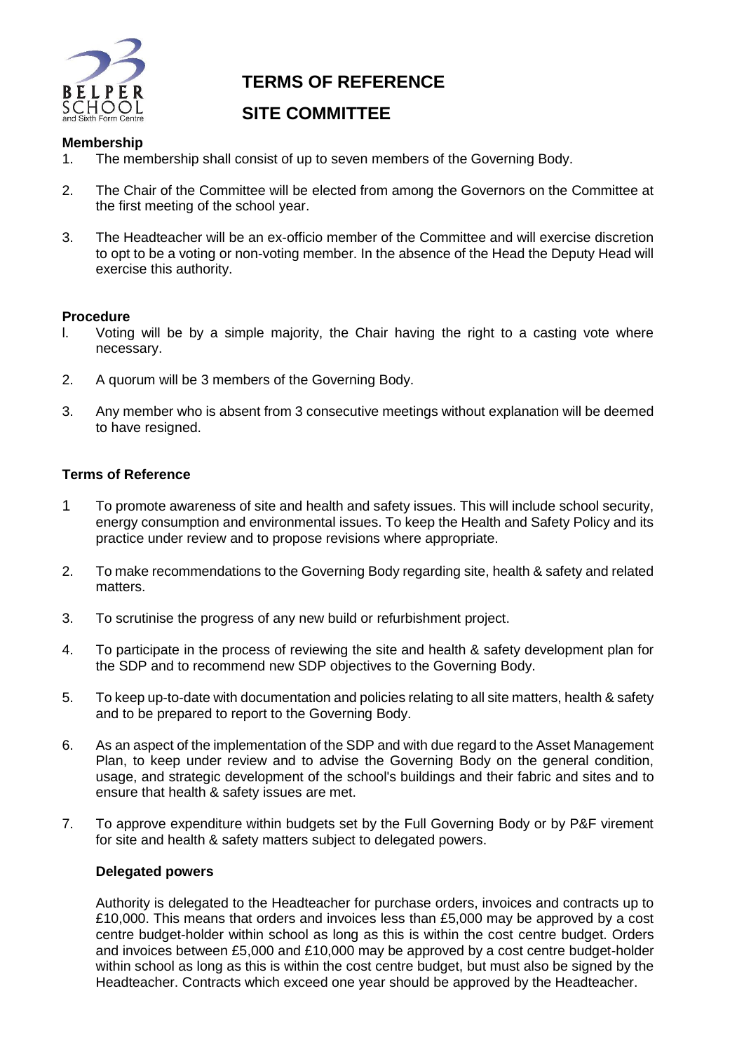# TERMS OF REFERENCE

## SITE COMMITTEE

**Membership**

1. The membership shall consist of up to seven members of the Governing Body.

2. The Chair of the Committee will be elected from among the Governors on the Committee at the first meeting of the school year.

3. The Headteacher will be an ex-officio member of the Committee and will exercise discretion to opt to be a voting or non-voting member. In the absence of the Head the Deputy Head will exercise this authority.

**Procedure**

l. Voting will be by a simple majority, the Chair having the right to a casting vote where necessary.

2. A quorum will be 3 members of the Governing Body.

3. Any member who is absent from 3 consecutive meetings without explanation will be deemed to have resigned.

**Terms of Reference**

1 To promote awareness of site and health and safety issues. This will include school security, energy consumption and environmental issues. To keep the Health and Safety Policy and its practice under review and to propose revisions where appropriate.

2. To make recommendations to the Governing Body regarding site, health & safety and related matters.

3. To scrutinise the progress of any new build or refurbishment project.

4. To participate in the process of reviewing the site and health & safety development plan for the SDP and to recommend new SDP objectives to the Governing Body.

5. To keep up-to-date with documentation and policies relating to all site matters, health & safety and to be prepared to report to the Governing Body.

6. As an aspect of the implementation of the SDP and with due regard to the Asset Management Plan, to keep under review and to advise the Governing Body on the general condition, usage, and strategic development of the school's buildings and their fabric and sites and to ensure that health & safety issues are met.

7. To approve expenditure within budgets set by the Full Governing Body or by P&F virement for site and health & safety matters subject to delegated powers.

**Delegated powers**

Authority is delegated to the Headteacher for purchase orders, invoices and contracts up to £10,000. This means that orders and invoices less than £5,000 may be approved by a cost centre budget-holder within school as long as this is within the cost centre budget. Orders and invoices between £5,000 and £10,000 may be approved by a cost centre budget-holder within school as long as this is within the cost centre budget, but must also be signed by the Headteacher. Contracts which exceed one year should be approved by the Headteacher.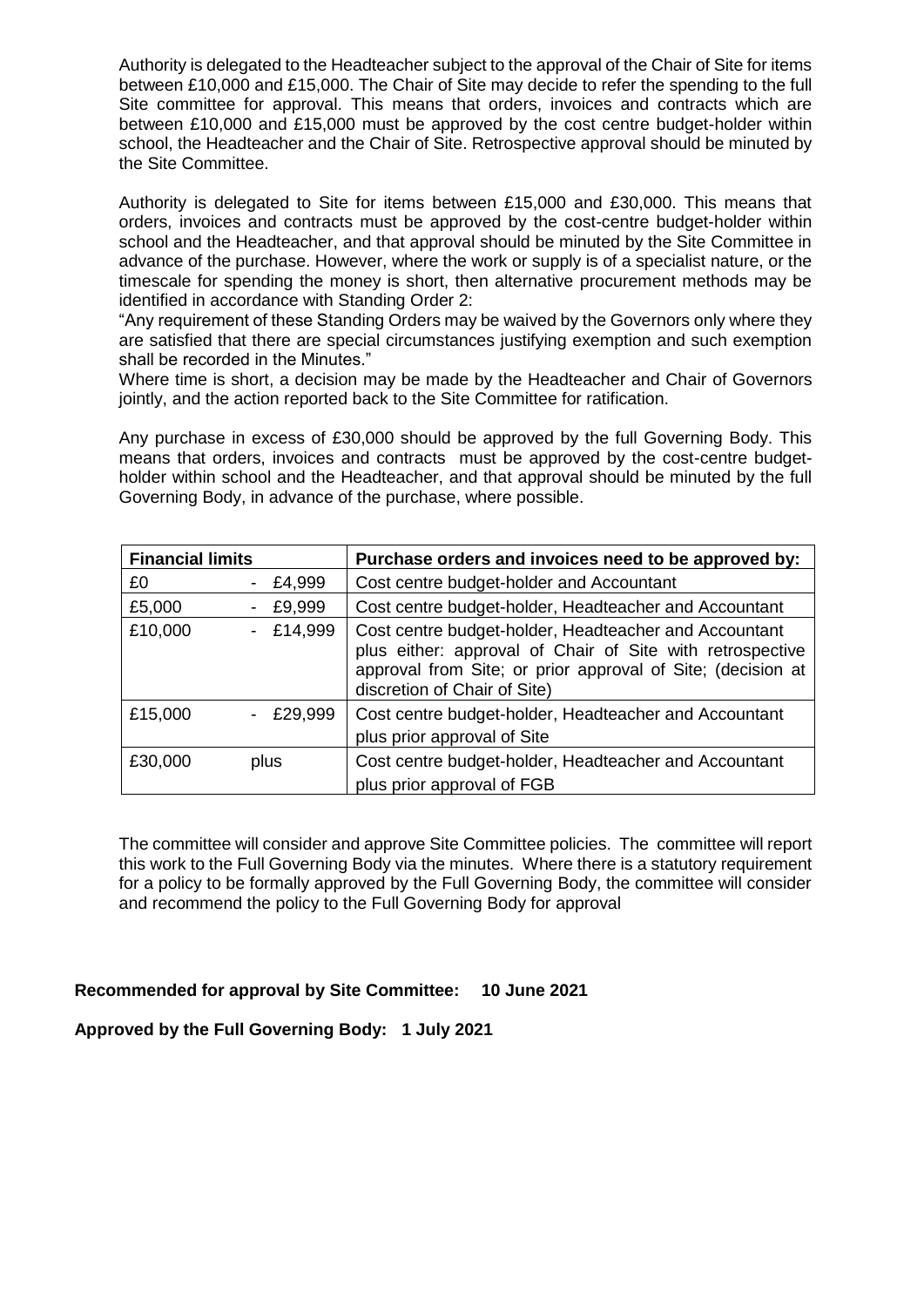Authority is delegated to the Headteacher subject to the approval of the Chair of Site for items between £10,000 and £15,000. The Chair of Site may decide to refer the spending to the full Site committee for approval. This means that orders, invoices and contracts which are between £10,000 and £15,000 must be approved by the cost centre budget-holder within school, the Headteacher and the Chair of Site. Retrospective approval should be minuted by the Site Committee.

Authority is delegated to Site for items between £15,000 and £30,000. This means that orders, invoices and contracts must be approved by the cost-centre budget-holder within school and the Headteacher, and that approval should be minuted by the Site Committee in advance of the purchase. However, where the work or supply is of a specialist nature, or the timescale for spending the money is short, then alternative procurement methods may be identified in accordance with Standing Order 2:

"Any requirement of these Standing Orders may be waived by the Governors only where they are satisfied that there are special circumstances justifying exemption and such exemption shall be recorded in the Minutes."

Where time is short, a decision may be made by the Headteacher and Chair of Governors jointly, and the action reported back to the Site Committee for ratification.

Any purchase in excess of £30,000 should be approved by the full Governing Body. This means that orders, invoices and contracts must be approved by the cost-centre budget-holder within school and the Headteacher, and that approval should be minuted by the full Governing Body, in advance of the purchase, where possible.

| Financial limits | Purchase orders and invoices need to be approved by: |
|---|---|
| £0 - £4,999 | Cost centre budget-holder and Accountant |
| £5,000 - £9,999 | Cost centre budget-holder, Headteacher and Accountant |
| £10,000 - £14,999 | Cost centre budget-holder, Headteacher and Accountant plus either: approval of Chair of Site with retrospective approval from Site; or prior approval of Site; (decision at discretion of Chair of Site) |
| £15,000 - £29,999 | Cost centre budget-holder, Headteacher and Accountant plus prior approval of Site |
| £30,000 plus | Cost centre budget-holder, Headteacher and Accountant plus prior approval of FGB |

The committee will consider and approve Site Committee policies. The committee will report this work to the Full Governing Body via the minutes. Where there is a statutory requirement for a policy to be formally approved by the Full Governing Body, the committee will consider and recommend the policy to the Full Governing Body for approval

**Recommended for approval by Site Committee: 10 June 2021**

**Approved by the Full Governing Body: 1 July 2021**